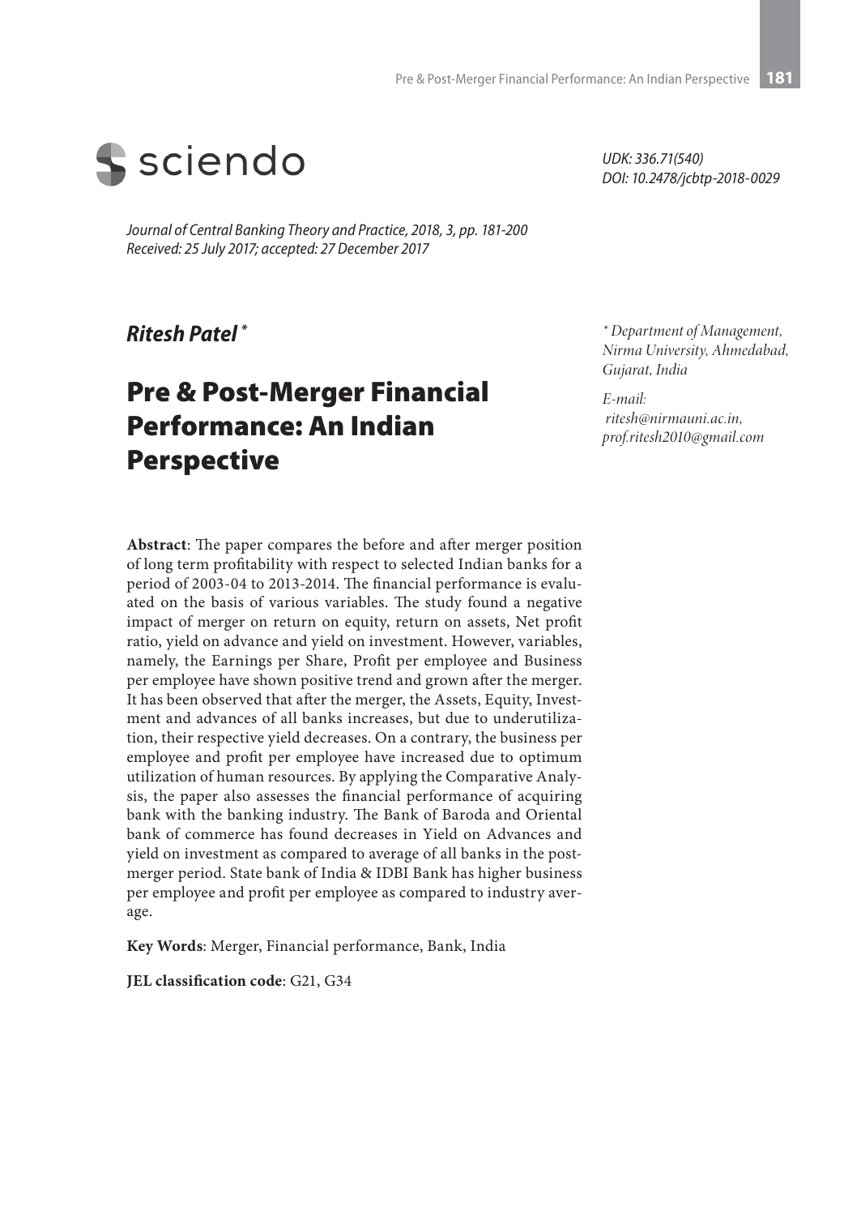sciendo

UDK: 336.71(540)
DOI: 10.2478/jcbtp-2018-0029

*Journal of Central Banking Theory and Practice, 2018, 3, pp. 181-200*
*Received: 25 July 2017; accepted: 27 December 2017*

***Ritesh Patel*** *

# Pre & Post-Merger Financial Performance: An Indian Perspective

\* *Department of Management, Nirma University, Ahmedabad, Gujarat, India*

*E-mail:*
*ritesh@nirmauni.ac.in,*
*prof.ritesh2010@gmail.com*

**Abstract**: The paper compares the before and after merger position of long term profitability with respect to selected Indian banks for a period of 2003-04 to 2013-2014. The financial performance is evaluated on the basis of various variables. The study found a negative impact of merger on return on equity, return on assets, Net profit ratio, yield on advance and yield on investment. However, variables, namely, the Earnings per Share, Profit per employee and Business per employee have shown positive trend and grown after the merger. It has been observed that after the merger, the Assets, Equity, Investment and advances of all banks increases, but due to underutilization, their respective yield decreases. On a contrary, the business per employee and profit per employee have increased due to optimum utilization of human resources. By applying the Comparative Analysis, the paper also assesses the financial performance of acquiring bank with the banking industry. The Bank of Baroda and Oriental bank of commerce has found decreases in Yield on Advances and yield on investment as compared to average of all banks in the post-merger period. State bank of India & IDBI Bank has higher business per employee and profit per employee as compared to industry average.

**Key Words**: Merger, Financial performance, Bank, India

**JEL classification code**: G21, G34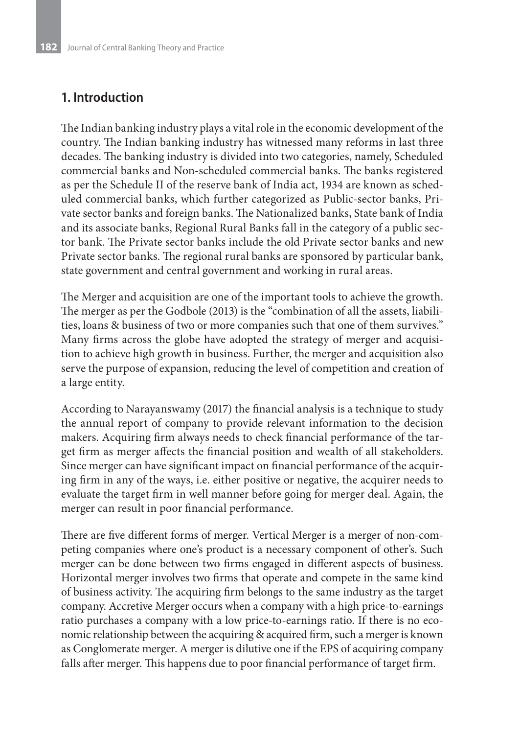## 1. Introduction

The Indian banking industry plays a vital role in the economic development of the country. The Indian banking industry has witnessed many reforms in last three decades. The banking industry is divided into two categories, namely, Scheduled commercial banks and Non-scheduled commercial banks. The banks registered as per the Schedule II of the reserve bank of India act, 1934 are known as scheduled commercial banks, which further categorized as Public-sector banks, Private sector banks and foreign banks. The Nationalized banks, State bank of India and its associate banks, Regional Rural Banks fall in the category of a public sector bank. The Private sector banks include the old Private sector banks and new Private sector banks. The regional rural banks are sponsored by particular bank, state government and central government and working in rural areas.

The Merger and acquisition are one of the important tools to achieve the growth. The merger as per the Godbole (2013) is the "combination of all the assets, liabilities, loans & business of two or more companies such that one of them survives." Many firms across the globe have adopted the strategy of merger and acquisition to achieve high growth in business. Further, the merger and acquisition also serve the purpose of expansion, reducing the level of competition and creation of a large entity.

According to Narayanswamy (2017) the financial analysis is a technique to study the annual report of company to provide relevant information to the decision makers. Acquiring firm always needs to check financial performance of the target firm as merger affects the financial position and wealth of all stakeholders. Since merger can have significant impact on financial performance of the acquiring firm in any of the ways, i.e. either positive or negative, the acquirer needs to evaluate the target firm in well manner before going for merger deal. Again, the merger can result in poor financial performance.

There are five different forms of merger. Vertical Merger is a merger of non-competing companies where one's product is a necessary component of other's. Such merger can be done between two firms engaged in different aspects of business. Horizontal merger involves two firms that operate and compete in the same kind of business activity. The acquiring firm belongs to the same industry as the target company. Accretive Merger occurs when a company with a high price-to-earnings ratio purchases a company with a low price-to-earnings ratio. If there is no economic relationship between the acquiring & acquired firm, such a merger is known as Conglomerate merger. A merger is dilutive one if the EPS of acquiring company falls after merger. This happens due to poor financial performance of target firm.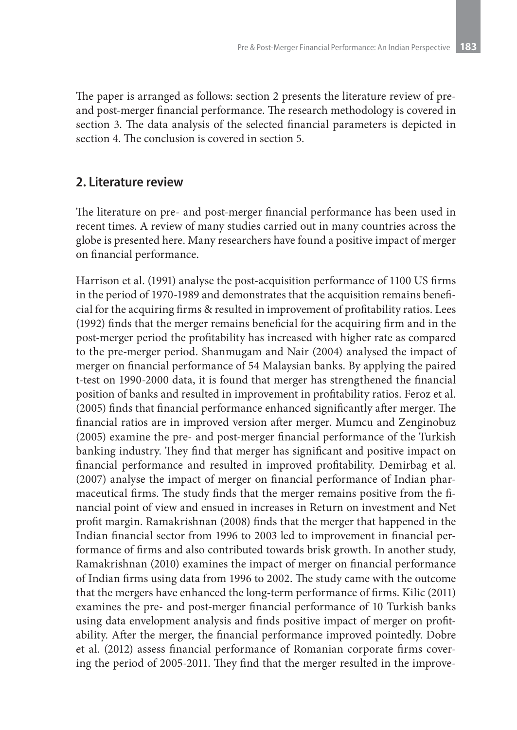The paper is arranged as follows: section 2 presents the literature review of pre- and post-merger financial performance. The research methodology is covered in section 3. The data analysis of the selected financial parameters is depicted in section 4. The conclusion is covered in section 5.

## 2. Literature review

The literature on pre- and post-merger financial performance has been used in recent times. A review of many studies carried out in many countries across the globe is presented here. Many researchers have found a positive impact of merger on financial performance.

Harrison et al. (1991) analyse the post-acquisition performance of 1100 US firms in the period of 1970-1989 and demonstrates that the acquisition remains beneficial for the acquiring firms & resulted in improvement of profitability ratios. Lees (1992) finds that the merger remains beneficial for the acquiring firm and in the post-merger period the profitability has increased with higher rate as compared to the pre-merger period. Shanmugam and Nair (2004) analysed the impact of merger on financial performance of 54 Malaysian banks. By applying the paired t-test on 1990-2000 data, it is found that merger has strengthened the financial position of banks and resulted in improvement in profitability ratios. Feroz et al. (2005) finds that financial performance enhanced significantly after merger. The financial ratios are in improved version after merger. Mumcu and Zenginobuz (2005) examine the pre- and post-merger financial performance of the Turkish banking industry. They find that merger has significant and positive impact on financial performance and resulted in improved profitability. Demirbag et al. (2007) analyse the impact of merger on financial performance of Indian pharmaceutical firms. The study finds that the merger remains positive from the financial point of view and ensued in increases in Return on investment and Net profit margin. Ramakrishnan (2008) finds that the merger that happened in the Indian financial sector from 1996 to 2003 led to improvement in financial performance of firms and also contributed towards brisk growth. In another study, Ramakrishnan (2010) examines the impact of merger on financial performance of Indian firms using data from 1996 to 2002. The study came with the outcome that the mergers have enhanced the long-term performance of firms. Kilic (2011) examines the pre- and post-merger financial performance of 10 Turkish banks using data envelopment analysis and finds positive impact of merger on profitability. After the merger, the financial performance improved pointedly. Dobre et al. (2012) assess financial performance of Romanian corporate firms covering the period of 2005-2011. They find that the merger resulted in the improve-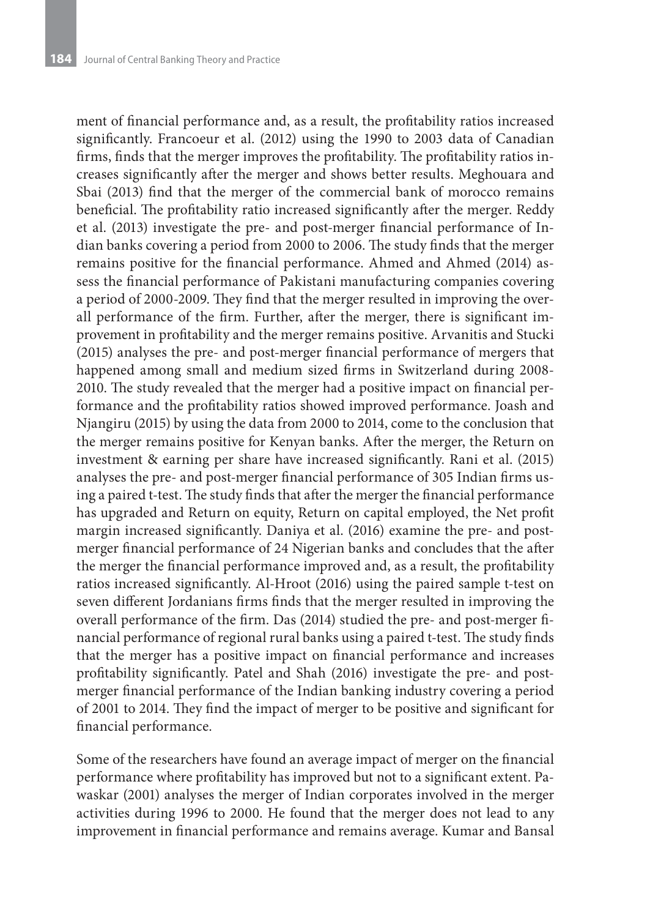ment of financial performance and, as a result, the profitability ratios increased significantly. Francoeur et al. (2012) using the 1990 to 2003 data of Canadian firms, finds that the merger improves the profitability. The profitability ratios increases significantly after the merger and shows better results. Meghouara and Sbai (2013) find that the merger of the commercial bank of morocco remains beneficial. The profitability ratio increased significantly after the merger. Reddy et al. (2013) investigate the pre- and post-merger financial performance of Indian banks covering a period from 2000 to 2006. The study finds that the merger remains positive for the financial performance. Ahmed and Ahmed (2014) assess the financial performance of Pakistani manufacturing companies covering a period of 2000-2009. They find that the merger resulted in improving the overall performance of the firm. Further, after the merger, there is significant improvement in profitability and the merger remains positive. Arvanitis and Stucki (2015) analyses the pre- and post-merger financial performance of mergers that happened among small and medium sized firms in Switzerland during 2008-2010. The study revealed that the merger had a positive impact on financial performance and the profitability ratios showed improved performance. Joash and Njangiru (2015) by using the data from 2000 to 2014, come to the conclusion that the merger remains positive for Kenyan banks. After the merger, the Return on investment & earning per share have increased significantly. Rani et al. (2015) analyses the pre- and post-merger financial performance of 305 Indian firms using a paired t-test. The study finds that after the merger the financial performance has upgraded and Return on equity, Return on capital employed, the Net profit margin increased significantly. Daniya et al. (2016) examine the pre- and post-merger financial performance of 24 Nigerian banks and concludes that the after the merger the financial performance improved and, as a result, the profitability ratios increased significantly. Al-Hroot (2016) using the paired sample t-test on seven different Jordanians firms finds that the merger resulted in improving the overall performance of the firm. Das (2014) studied the pre- and post-merger financial performance of regional rural banks using a paired t-test. The study finds that the merger has a positive impact on financial performance and increases profitability significantly. Patel and Shah (2016) investigate the pre- and post-merger financial performance of the Indian banking industry covering a period of 2001 to 2014. They find the impact of merger to be positive and significant for financial performance.

Some of the researchers have found an average impact of merger on the financial performance where profitability has improved but not to a significant extent. Pawaskar (2001) analyses the merger of Indian corporates involved in the merger activities during 1996 to 2000. He found that the merger does not lead to any improvement in financial performance and remains average. Kumar and Bansal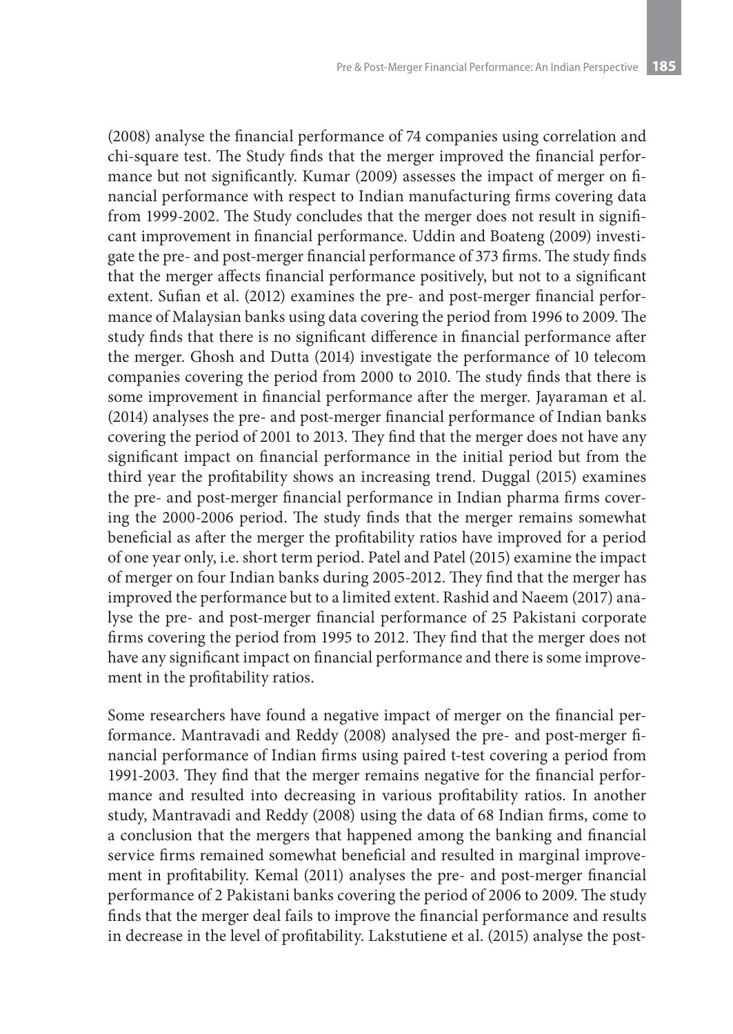(2008) analyse the financial performance of 74 companies using correlation and chi-square test. The Study finds that the merger improved the financial performance but not significantly. Kumar (2009) assesses the impact of merger on financial performance with respect to Indian manufacturing firms covering data from 1999-2002. The Study concludes that the merger does not result in significant improvement in financial performance. Uddin and Boateng (2009) investigate the pre- and post-merger financial performance of 373 firms. The study finds that the merger affects financial performance positively, but not to a significant extent. Sufian et al. (2012) examines the pre- and post-merger financial performance of Malaysian banks using data covering the period from 1996 to 2009. The study finds that there is no significant difference in financial performance after the merger. Ghosh and Dutta (2014) investigate the performance of 10 telecom companies covering the period from 2000 to 2010. The study finds that there is some improvement in financial performance after the merger. Jayaraman et al. (2014) analyses the pre- and post-merger financial performance of Indian banks covering the period of 2001 to 2013. They find that the merger does not have any significant impact on financial performance in the initial period but from the third year the profitability shows an increasing trend. Duggal (2015) examines the pre- and post-merger financial performance in Indian pharma firms covering the 2000-2006 period. The study finds that the merger remains somewhat beneficial as after the merger the profitability ratios have improved for a period of one year only, i.e. short term period. Patel and Patel (2015) examine the impact of merger on four Indian banks during 2005-2012. They find that the merger has improved the performance but to a limited extent. Rashid and Naeem (2017) analyse the pre- and post-merger financial performance of 25 Pakistani corporate firms covering the period from 1995 to 2012. They find that the merger does not have any significant impact on financial performance and there is some improvement in the profitability ratios.

Some researchers have found a negative impact of merger on the financial performance. Mantravadi and Reddy (2008) analysed the pre- and post-merger financial performance of Indian firms using paired t-test covering a period from 1991-2003. They find that the merger remains negative for the financial performance and resulted into decreasing in various profitability ratios. In another study, Mantravadi and Reddy (2008) using the data of 68 Indian firms, come to a conclusion that the mergers that happened among the banking and financial service firms remained somewhat beneficial and resulted in marginal improvement in profitability. Kemal (2011) analyses the pre- and post-merger financial performance of 2 Pakistani banks covering the period of 2006 to 2009. The study finds that the merger deal fails to improve the financial performance and results in decrease in the level of profitability. Lakstutiene et al. (2015) analyse the post-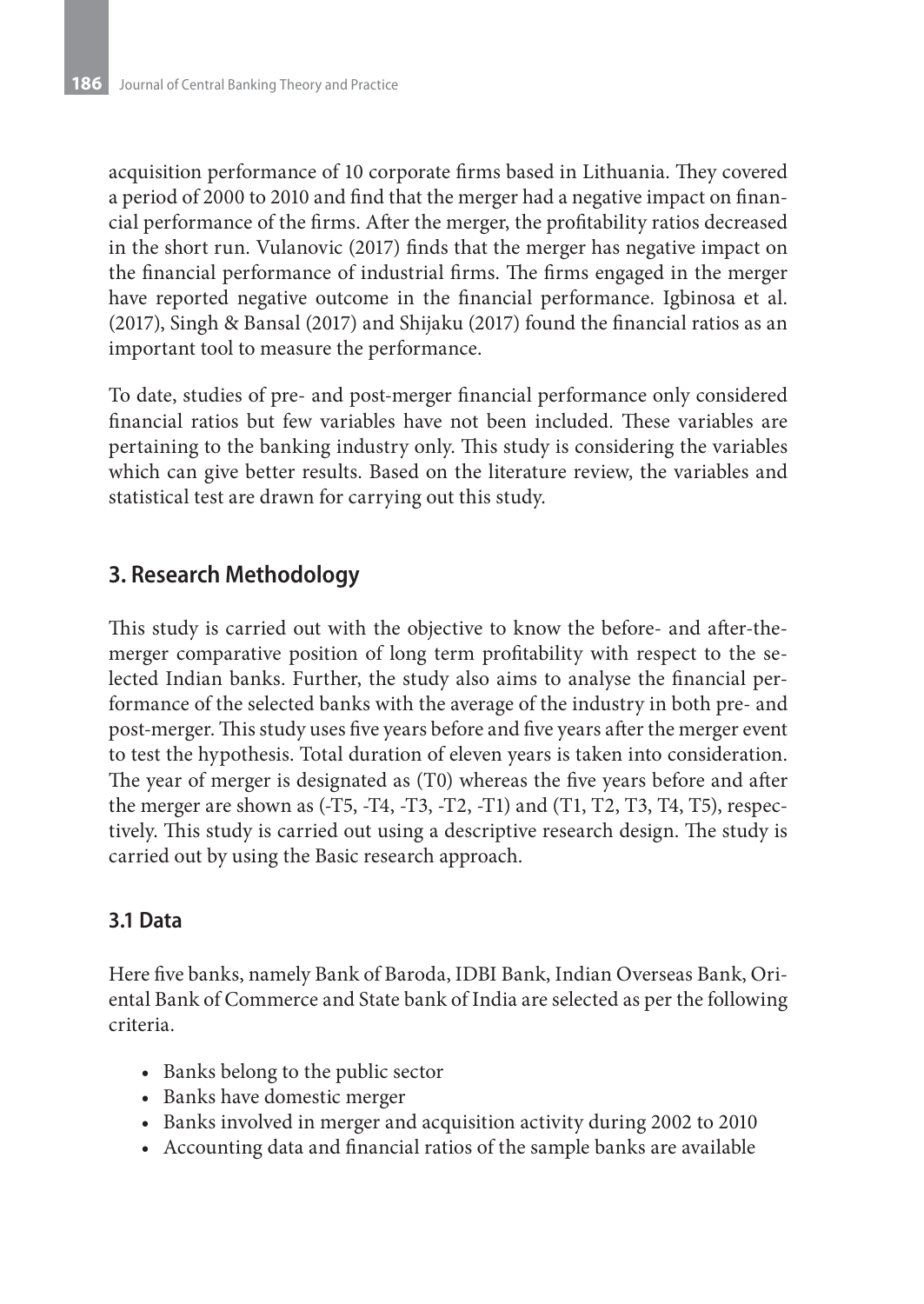acquisition performance of 10 corporate firms based in Lithuania. They covered a period of 2000 to 2010 and find that the merger had a negative impact on financial performance of the firms. After the merger, the profitability ratios decreased in the short run. Vulanovic (2017) finds that the merger has negative impact on the financial performance of industrial firms. The firms engaged in the merger have reported negative outcome in the financial performance. Igbinosa et al. (2017), Singh & Bansal (2017) and Shijaku (2017) found the financial ratios as an important tool to measure the performance.

To date, studies of pre- and post-merger financial performance only considered financial ratios but few variables have not been included. These variables are pertaining to the banking industry only. This study is considering the variables which can give better results. Based on the literature review, the variables and statistical test are drawn for carrying out this study.

## 3. Research Methodology

This study is carried out with the objective to know the before- and after-the-merger comparative position of long term profitability with respect to the selected Indian banks. Further, the study also aims to analyse the financial performance of the selected banks with the average of the industry in both pre- and post-merger. This study uses five years before and five years after the merger event to test the hypothesis. Total duration of eleven years is taken into consideration. The year of merger is designated as (T0) whereas the five years before and after the merger are shown as (-T5, -T4, -T3, -T2, -T1) and (T1, T2, T3, T4, T5), respectively. This study is carried out using a descriptive research design. The study is carried out by using the Basic research approach.

### 3.1 Data

Here five banks, namely Bank of Baroda, IDBI Bank, Indian Overseas Bank, Oriental Bank of Commerce and State bank of India are selected as per the following criteria.

- Banks belong to the public sector
- Banks have domestic merger
- Banks involved in merger and acquisition activity during 2002 to 2010
- Accounting data and financial ratios of the sample banks are available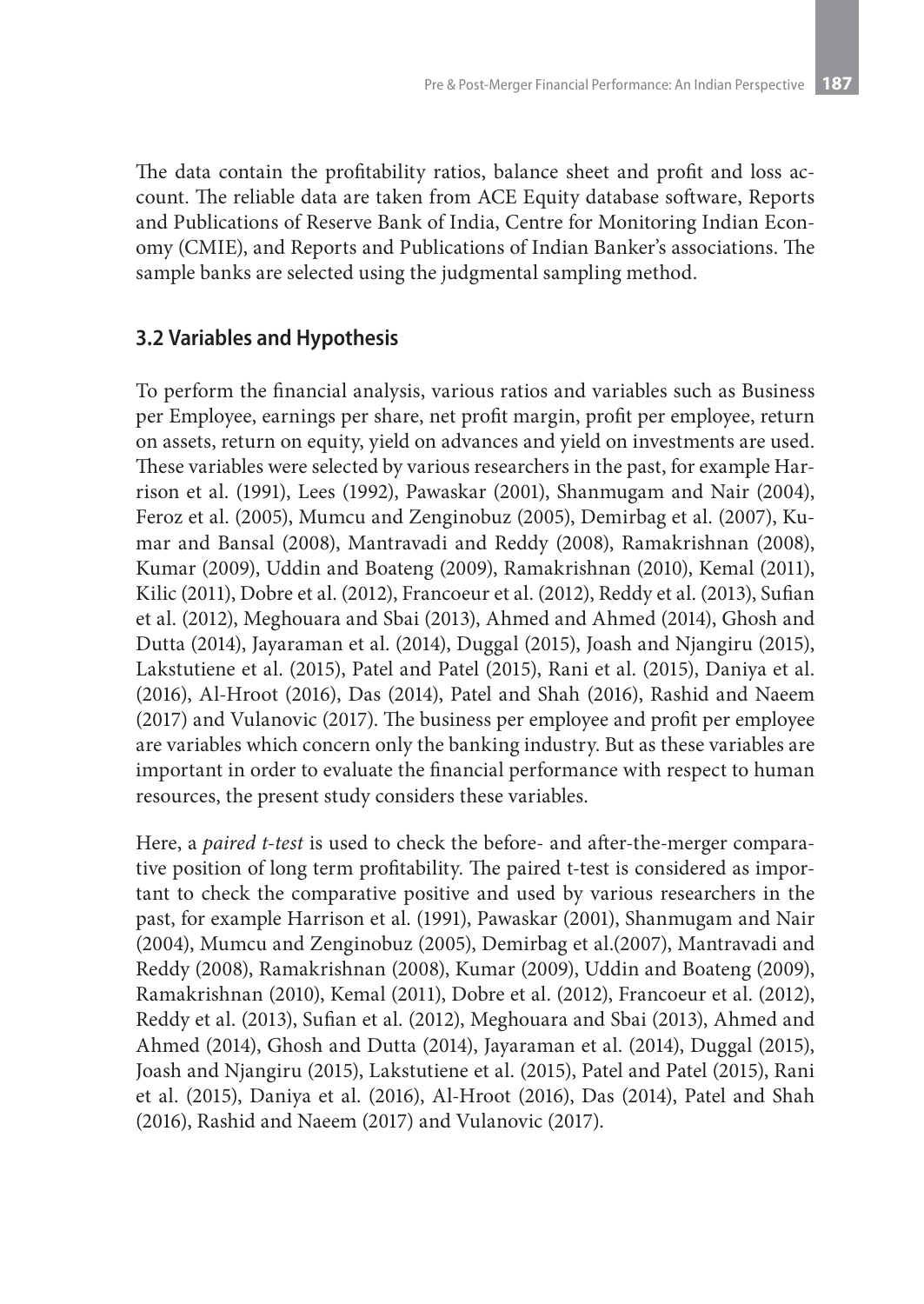The data contain the profitability ratios, balance sheet and profit and loss account. The reliable data are taken from ACE Equity database software, Reports and Publications of Reserve Bank of India, Centre for Monitoring Indian Economy (CMIE), and Reports and Publications of Indian Banker's associations. The sample banks are selected using the judgmental sampling method.

### 3.2 Variables and Hypothesis

To perform the financial analysis, various ratios and variables such as Business per Employee, earnings per share, net profit margin, profit per employee, return on assets, return on equity, yield on advances and yield on investments are used. These variables were selected by various researchers in the past, for example Harrison et al. (1991), Lees (1992), Pawaskar (2001), Shanmugam and Nair (2004), Feroz et al. (2005), Mumcu and Zenginobuz (2005), Demirbag et al. (2007), Kumar and Bansal (2008), Mantravadi and Reddy (2008), Ramakrishnan (2008), Kumar (2009), Uddin and Boateng (2009), Ramakrishnan (2010), Kemal (2011), Kilic (2011), Dobre et al. (2012), Francoeur et al. (2012), Reddy et al. (2013), Sufian et al. (2012), Meghouara and Sbai (2013), Ahmed and Ahmed (2014), Ghosh and Dutta (2014), Jayaraman et al. (2014), Duggal (2015), Joash and Njangiru (2015), Lakstutiene et al. (2015), Patel and Patel (2015), Rani et al. (2015), Daniya et al. (2016), Al-Hroot (2016), Das (2014), Patel and Shah (2016), Rashid and Naeem (2017) and Vulanovic (2017). The business per employee and profit per employee are variables which concern only the banking industry. But as these variables are important in order to evaluate the financial performance with respect to human resources, the present study considers these variables.

Here, a *paired t-test* is used to check the before- and after-the-merger comparative position of long term profitability. The paired t-test is considered as important to check the comparative positive and used by various researchers in the past, for example Harrison et al. (1991), Pawaskar (2001), Shanmugam and Nair (2004), Mumcu and Zenginobuz (2005), Demirbag et al.(2007), Mantravadi and Reddy (2008), Ramakrishnan (2008), Kumar (2009), Uddin and Boateng (2009), Ramakrishnan (2010), Kemal (2011), Dobre et al. (2012), Francoeur et al. (2012), Reddy et al. (2013), Sufian et al. (2012), Meghouara and Sbai (2013), Ahmed and Ahmed (2014), Ghosh and Dutta (2014), Jayaraman et al. (2014), Duggal (2015), Joash and Njangiru (2015), Lakstutiene et al. (2015), Patel and Patel (2015), Rani et al. (2015), Daniya et al. (2016), Al-Hroot (2016), Das (2014), Patel and Shah (2016), Rashid and Naeem (2017) and Vulanovic (2017).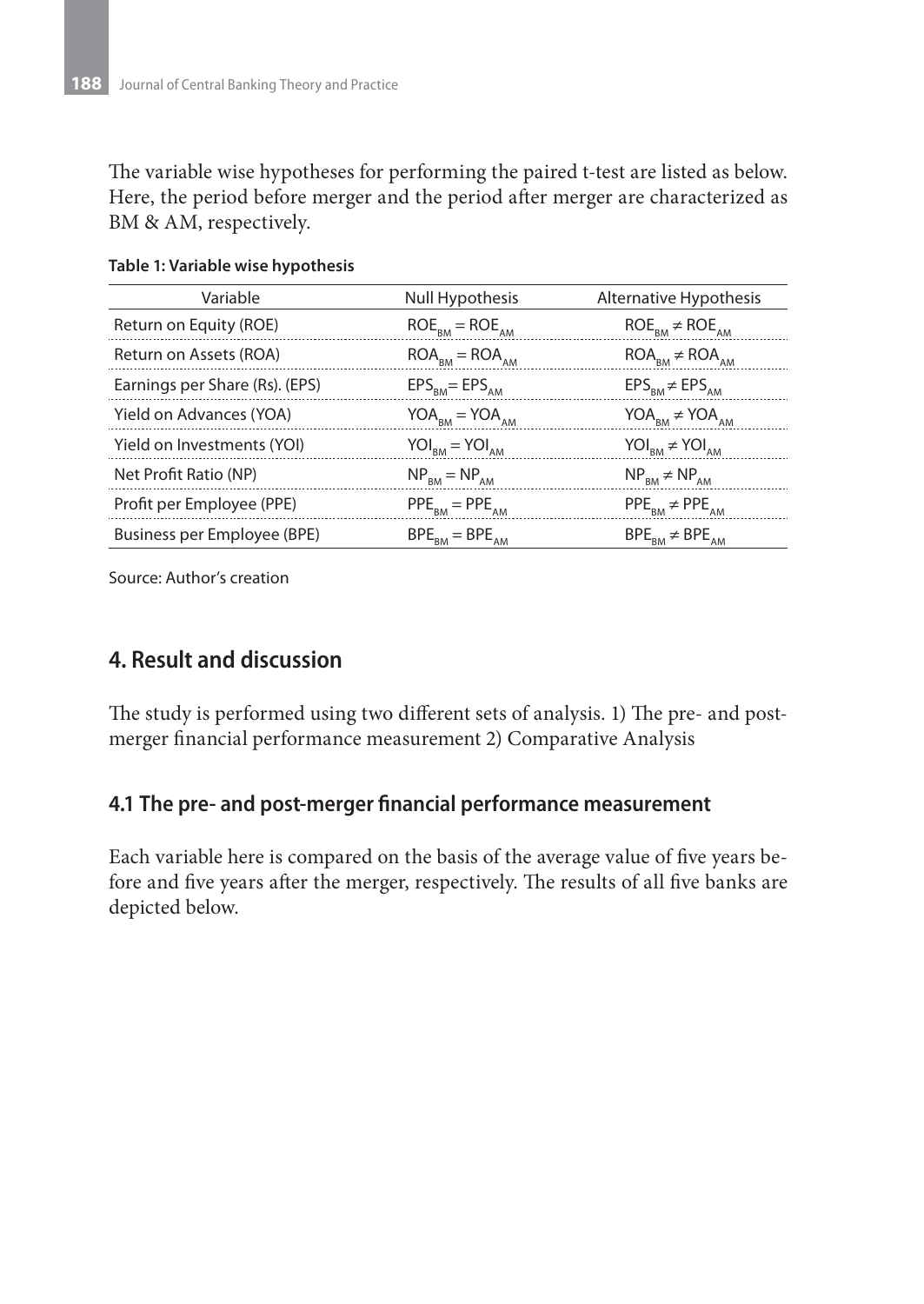The variable wise hypotheses for performing the paired t-test are listed as below. Here, the period before merger and the period after merger are characterized as BM & AM, respectively.

**Table 1: Variable wise hypothesis**

| Variable | Null Hypothesis | Alternative Hypothesis |
|---|---|---|
| Return on Equity (ROE) | $ROE_{BM} = ROE_{AM}$ | $ROE_{BM} \neq ROE_{AM}$ |
| Return on Assets (ROA) | $ROA_{BM} = ROA_{AM}$ | $ROA_{BM} \neq ROA_{AM}$ |
| Earnings per Share (Rs). (EPS) | $EPS_{BM} = EPS_{AM}$ | $EPS_{BM} \neq EPS_{AM}$ |
| Yield on Advances (YOA) | $YOA_{BM} = YOA_{AM}$ | $YOA_{BM} \neq YOA_{AM}$ |
| Yield on Investments (YOI) | $YOI_{BM} = YOI_{AM}$ | $YOI_{BM} \neq YOI_{AM}$ |
| Net Profit Ratio (NP) | $NP_{BM} = NP_{AM}$ | $NP_{BM} \neq NP_{AM}$ |
| Profit per Employee (PPE) | $PPE_{BM} = PPE_{AM}$ | $PPE_{BM} \neq PPE_{AM}$ |
| Business per Employee (BPE) | $BPE_{BM} = BPE_{AM}$ | $BPE_{BM} \neq BPE_{AM}$ |

Source: Author's creation

## 4. Result and discussion

The study is performed using two different sets of analysis. 1) The pre- and post-merger financial performance measurement 2) Comparative Analysis

### 4.1 The pre- and post-merger financial performance measurement

Each variable here is compared on the basis of the average value of five years before and five years after the merger, respectively. The results of all five banks are depicted below.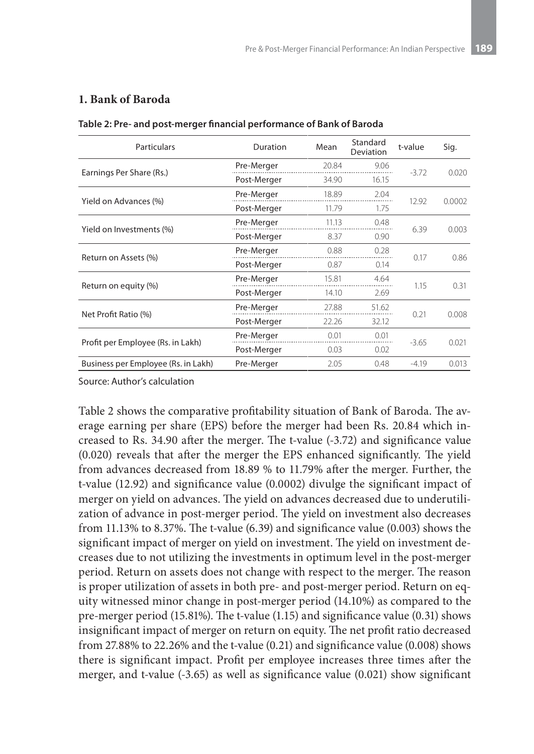## 1. Bank of Baroda

**Table 2: Pre- and post-merger financial performance of Bank of Baroda**

| Particulars | Duration | Mean | Standard Deviation | t-value | Sig. |
|---|---|---|---|---|---|
| Earnings Per Share (Rs.) | Pre-Merger | 20.84 | 9.06 | -3.72 | 0.020 |
| | Post-Merger | 34.90 | 16.15 | | |
| Yield on Advances (%) | Pre-Merger | 18.89 | 2.04 | 12.92 | 0.0002 |
| | Post-Merger | 11.79 | 1.75 | | |
| Yield on Investments (%) | Pre-Merger | 11.13 | 0.48 | 6.39 | 0.003 |
| | Post-Merger | 8.37 | 0.90 | | |
| Return on Assets (%) | Pre-Merger | 0.88 | 0.28 | 0.17 | 0.86 |
| | Post-Merger | 0.87 | 0.14 | | |
| Return on equity (%) | Pre-Merger | 15.81 | 4.64 | 1.15 | 0.31 |
| | Post-Merger | 14.10 | 2.69 | | |
| Net Profit Ratio (%) | Pre-Merger | 27.88 | 51.62 | 0.21 | 0.008 |
| | Post-Merger | 22.26 | 32.12 | | |
| Profit per Employee (Rs. in Lakh) | Pre-Merger | 0.01 | 0.01 | -3.65 | 0.021 |
| | Post-Merger | 0.03 | 0.02 | | |
| Business per Employee (Rs. in Lakh) | Pre-Merger | 2.05 | 0.48 | -4.19 | 0.013 |

Source: Author's calculation

Table 2 shows the comparative profitability situation of Bank of Baroda. The average earning per share (EPS) before the merger had been Rs. 20.84 which increased to Rs. 34.90 after the merger. The t-value (-3.72) and significance value (0.020) reveals that after the merger the EPS enhanced significantly. The yield from advances decreased from 18.89 % to 11.79% after the merger. Further, the t-value (12.92) and significance value (0.0002) divulge the significant impact of merger on yield on advances. The yield on advances decreased due to underutilization of advance in post-merger period. The yield on investment also decreases from 11.13% to 8.37%. The t-value (6.39) and significance value (0.003) shows the significant impact of merger on yield on investment. The yield on investment decreases due to not utilizing the investments in optimum level in the post-merger period. Return on assets does not change with respect to the merger. The reason is proper utilization of assets in both pre- and post-merger period. Return on equity witnessed minor change in post-merger period (14.10%) as compared to the pre-merger period (15.81%). The t-value (1.15) and significance value (0.31) shows insignificant impact of merger on return on equity. The net profit ratio decreased from 27.88% to 22.26% and the t-value (0.21) and significance value (0.008) shows there is significant impact. Profit per employee increases three times after the merger, and t-value (-3.65) as well as significance value (0.021) show significant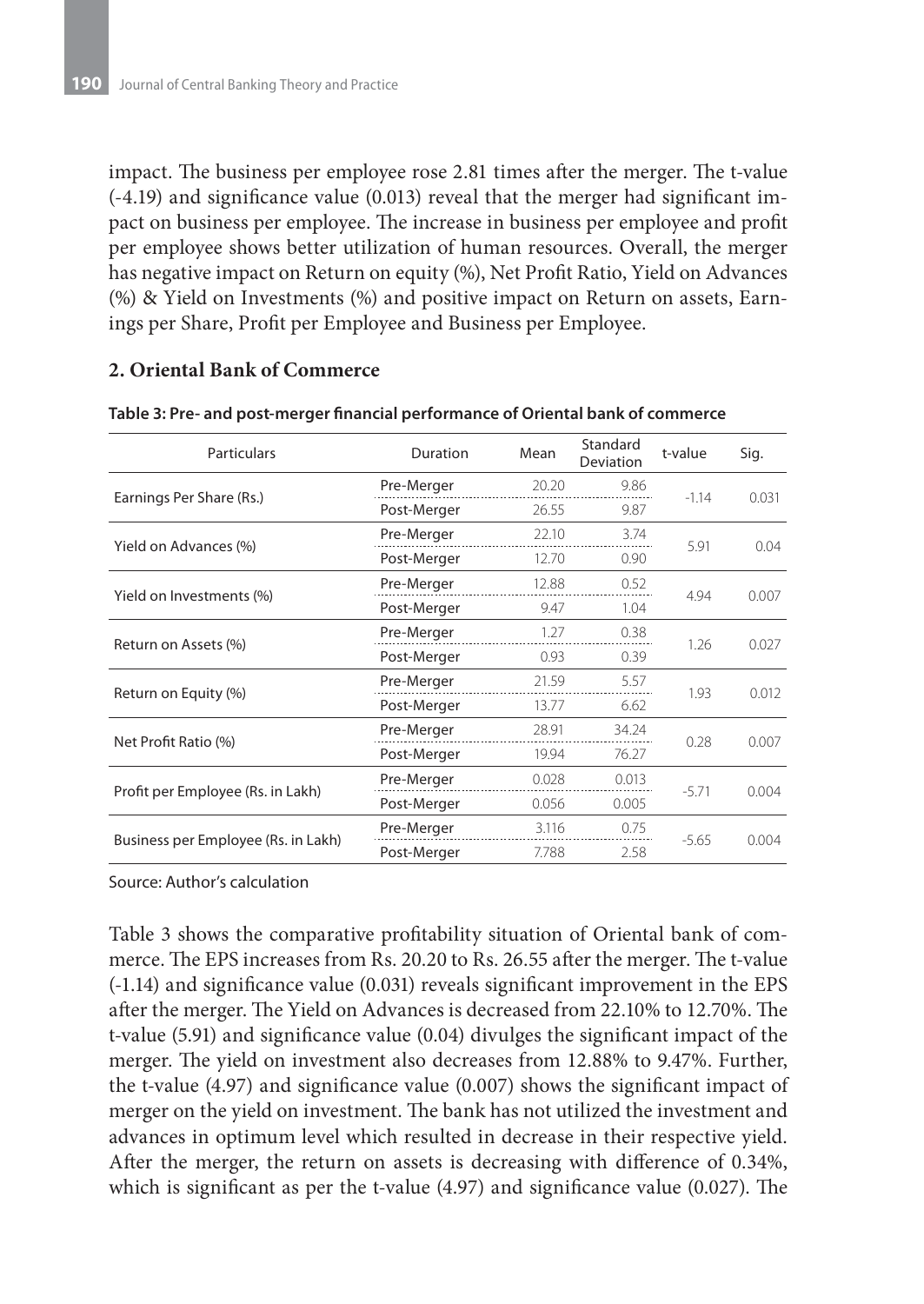impact. The business per employee rose 2.81 times after the merger. The t-value (-4.19) and significance value (0.013) reveal that the merger had significant impact on business per employee. The increase in business per employee and profit per employee shows better utilization of human resources. Overall, the merger has negative impact on Return on equity (%), Net Profit Ratio, Yield on Advances (%) & Yield on Investments (%) and positive impact on Return on assets, Earnings per Share, Profit per Employee and Business per Employee.

### 2. Oriental Bank of Commerce

**Table 3: Pre- and post-merger financial performance of Oriental bank of commerce**

| Particulars | Duration | Mean | Standard Deviation | t-value | Sig. |
|---|---|---|---|---|---|
| Earnings Per Share (Rs.) | Pre-Merger | 20.20 | 9.86 | -1.14 | 0.031 |
| | Post-Merger | 26.55 | 9.87 | | |
| Yield on Advances (%) | Pre-Merger | 22.10 | 3.74 | 5.91 | 0.04 |
| | Post-Merger | 12.70 | 0.90 | | |
| Yield on Investments (%) | Pre-Merger | 12.88 | 0.52 | 4.94 | 0.007 |
| | Post-Merger | 9.47 | 1.04 | | |
| Return on Assets (%) | Pre-Merger | 1.27 | 0.38 | 1.26 | 0.027 |
| | Post-Merger | 0.93 | 0.39 | | |
| Return on Equity (%) | Pre-Merger | 21.59 | 5.57 | 1.93 | 0.012 |
| | Post-Merger | 13.77 | 6.62 | | |
| Net Profit Ratio (%) | Pre-Merger | 28.91 | 34.24 | 0.28 | 0.007 |
| | Post-Merger | 19.94 | 76.27 | | |
| Profit per Employee (Rs. in Lakh) | Pre-Merger | 0.028 | 0.013 | -5.71 | 0.004 |
| | Post-Merger | 0.056 | 0.005 | | |
| Business per Employee (Rs. in Lakh) | Pre-Merger | 3.116 | 0.75 | -5.65 | 0.004 |
| | Post-Merger | 7.788 | 2.58 | | |

Source: Author's calculation

Table 3 shows the comparative profitability situation of Oriental bank of commerce. The EPS increases from Rs. 20.20 to Rs. 26.55 after the merger. The t-value (-1.14) and significance value (0.031) reveals significant improvement in the EPS after the merger. The Yield on Advances is decreased from 22.10% to 12.70%. The t-value (5.91) and significance value (0.04) divulges the significant impact of the merger. The yield on investment also decreases from 12.88% to 9.47%. Further, the t-value (4.97) and significance value (0.007) shows the significant impact of merger on the yield on investment. The bank has not utilized the investment and advances in optimum level which resulted in decrease in their respective yield. After the merger, the return on assets is decreasing with difference of 0.34%, which is significant as per the t-value (4.97) and significance value (0.027). The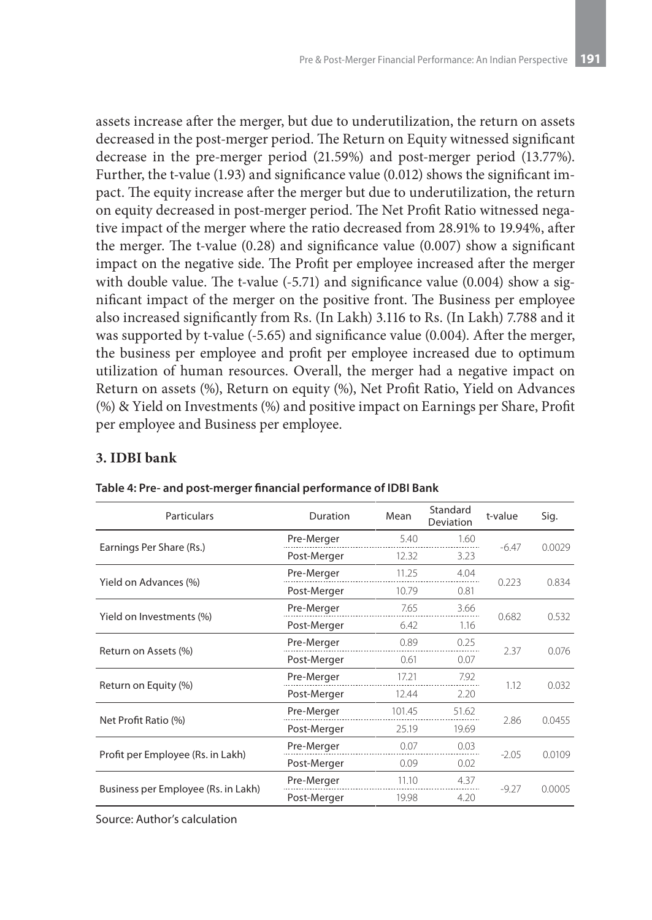assets increase after the merger, but due to underutilization, the return on assets decreased in the post-merger period. The Return on Equity witnessed significant decrease in the pre-merger period (21.59%) and post-merger period (13.77%). Further, the t-value (1.93) and significance value (0.012) shows the significant impact. The equity increase after the merger but due to underutilization, the return on equity decreased in post-merger period. The Net Profit Ratio witnessed negative impact of the merger where the ratio decreased from 28.91% to 19.94%, after the merger. The t-value (0.28) and significance value (0.007) show a significant impact on the negative side. The Profit per employee increased after the merger with double value. The t-value (-5.71) and significance value (0.004) show a significant impact of the merger on the positive front. The Business per employee also increased significantly from Rs. (In Lakh) 3.116 to Rs. (In Lakh) 7.788 and it was supported by t-value (-5.65) and significance value (0.004). After the merger, the business per employee and profit per employee increased due to optimum utilization of human resources. Overall, the merger had a negative impact on Return on assets (%), Return on equity (%), Net Profit Ratio, Yield on Advances (%) & Yield on Investments (%) and positive impact on Earnings per Share, Profit per employee and Business per employee.

### 3. IDBI bank

**Table 4: Pre- and post-merger financial performance of IDBI Bank**

| Particulars | Duration | Mean | Standard Deviation | t-value | Sig. |
|---|---|---|---|---|---|
| Earnings Per Share (Rs.) | Pre-Merger | 5.40 | 1.60 | -6.47 | 0.0029 |
| | Post-Merger | 12.32 | 3.23 | | |
| Yield on Advances (%) | Pre-Merger | 11.25 | 4.04 | 0.223 | 0.834 |
| | Post-Merger | 10.79 | 0.81 | | |
| Yield on Investments (%) | Pre-Merger | 7.65 | 3.66 | 0.682 | 0.532 |
| | Post-Merger | 6.42 | 1.16 | | |
| Return on Assets (%) | Pre-Merger | 0.89 | 0.25 | 2.37 | 0.076 |
| | Post-Merger | 0.61 | 0.07 | | |
| Return on Equity (%) | Pre-Merger | 17.21 | 7.92 | 1.12 | 0.032 |
| | Post-Merger | 12.44 | 2.20 | | |
| Net Profit Ratio (%) | Pre-Merger | 101.45 | 51.62 | 2.86 | 0.0455 |
| | Post-Merger | 25.19 | 19.69 | | |
| Profit per Employee (Rs. in Lakh) | Pre-Merger | 0.07 | 0.03 | -2.05 | 0.0109 |
| | Post-Merger | 0.09 | 0.02 | | |
| Business per Employee (Rs. in Lakh) | Pre-Merger | 11.10 | 4.37 | -9.27 | 0.0005 |
| | Post-Merger | 19.98 | 4.20 | | |

Source: Author's calculation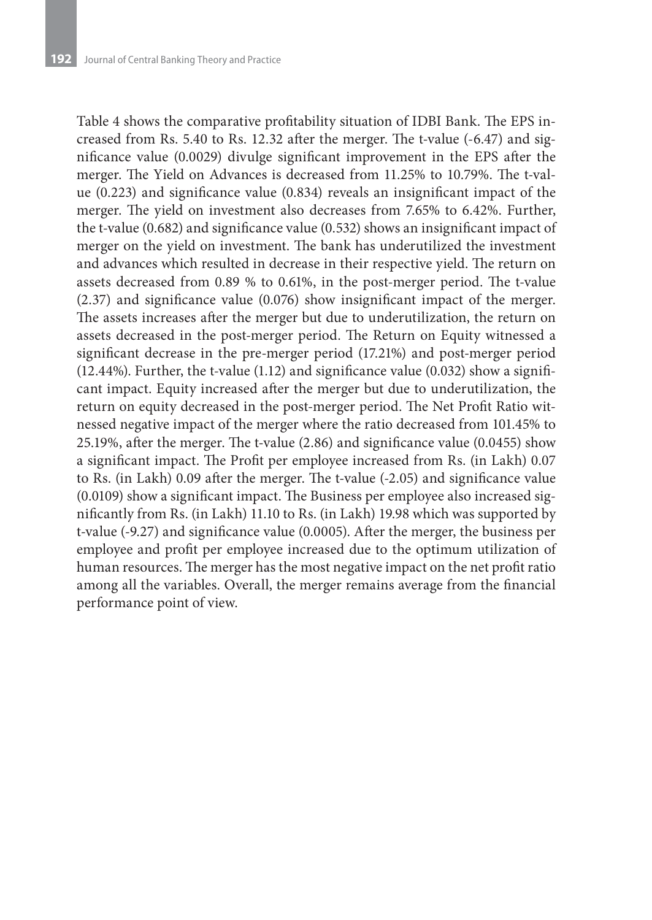Table 4 shows the comparative profitability situation of IDBI Bank. The EPS increased from Rs. 5.40 to Rs. 12.32 after the merger. The t-value (-6.47) and significance value (0.0029) divulge significant improvement in the EPS after the merger. The Yield on Advances is decreased from 11.25% to 10.79%. The t-value (0.223) and significance value (0.834) reveals an insignificant impact of the merger. The yield on investment also decreases from 7.65% to 6.42%. Further, the t-value (0.682) and significance value (0.532) shows an insignificant impact of merger on the yield on investment. The bank has underutilized the investment and advances which resulted in decrease in their respective yield. The return on assets decreased from 0.89 % to 0.61%, in the post-merger period. The t-value (2.37) and significance value (0.076) show insignificant impact of the merger. The assets increases after the merger but due to underutilization, the return on assets decreased in the post-merger period. The Return on Equity witnessed a significant decrease in the pre-merger period (17.21%) and post-merger period (12.44%). Further, the t-value (1.12) and significance value (0.032) show a significant impact. Equity increased after the merger but due to underutilization, the return on equity decreased in the post-merger period. The Net Profit Ratio witnessed negative impact of the merger where the ratio decreased from 101.45% to 25.19%, after the merger. The t-value (2.86) and significance value (0.0455) show a significant impact. The Profit per employee increased from Rs. (in Lakh) 0.07 to Rs. (in Lakh) 0.09 after the merger. The t-value (-2.05) and significance value (0.0109) show a significant impact. The Business per employee also increased significantly from Rs. (in Lakh) 11.10 to Rs. (in Lakh) 19.98 which was supported by t-value (-9.27) and significance value (0.0005). After the merger, the business per employee and profit per employee increased due to the optimum utilization of human resources. The merger has the most negative impact on the net profit ratio among all the variables. Overall, the merger remains average from the financial performance point of view.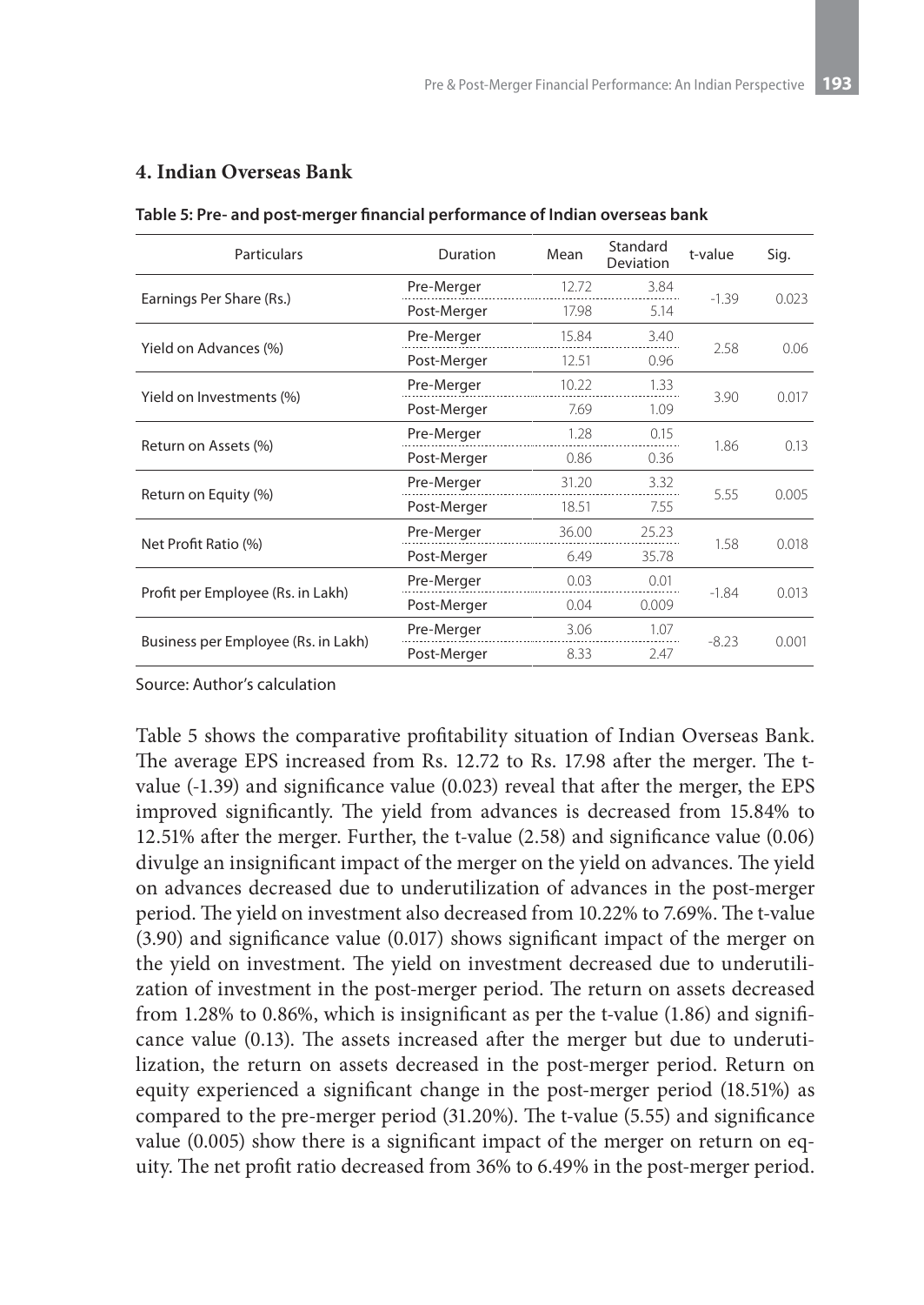## 4. Indian Overseas Bank

**Table 5: Pre- and post-merger financial performance of Indian overseas bank**

| Particulars | Duration | Mean | Standard Deviation | t-value | Sig. |
|---|---|---|---|---|---|
| Earnings Per Share (Rs.) | Pre-Merger | 12.72 | 3.84 | -1.39 | 0.023 |
| | Post-Merger | 17.98 | 5.14 | | |
| Yield on Advances (%) | Pre-Merger | 15.84 | 3.40 | 2.58 | 0.06 |
| | Post-Merger | 12.51 | 0.96 | | |
| Yield on Investments (%) | Pre-Merger | 10.22 | 1.33 | 3.90 | 0.017 |
| | Post-Merger | 7.69 | 1.09 | | |
| Return on Assets (%) | Pre-Merger | 1.28 | 0.15 | 1.86 | 0.13 |
| | Post-Merger | 0.86 | 0.36 | | |
| Return on Equity (%) | Pre-Merger | 31.20 | 3.32 | 5.55 | 0.005 |
| | Post-Merger | 18.51 | 7.55 | | |
| Net Profit Ratio (%) | Pre-Merger | 36.00 | 25.23 | 1.58 | 0.018 |
| | Post-Merger | 6.49 | 35.78 | | |
| Profit per Employee (Rs. in Lakh) | Pre-Merger | 0.03 | 0.01 | -1.84 | 0.013 |
| | Post-Merger | 0.04 | 0.009 | | |
| Business per Employee (Rs. in Lakh) | Pre-Merger | 3.06 | 1.07 | -8.23 | 0.001 |
| | Post-Merger | 8.33 | 2.47 | | |

Source: Author's calculation

Table 5 shows the comparative profitability situation of Indian Overseas Bank. The average EPS increased from Rs. 12.72 to Rs. 17.98 after the merger. The t-value (-1.39) and significance value (0.023) reveal that after the merger, the EPS improved significantly. The yield from advances is decreased from 15.84% to 12.51% after the merger. Further, the t-value (2.58) and significance value (0.06) divulge an insignificant impact of the merger on the yield on advances. The yield on advances decreased due to underutilization of advances in the post-merger period. The yield on investment also decreased from 10.22% to 7.69%. The t-value (3.90) and significance value (0.017) shows significant impact of the merger on the yield on investment. The yield on investment decreased due to underutilization of investment in the post-merger period. The return on assets decreased from 1.28% to 0.86%, which is insignificant as per the t-value (1.86) and significance value (0.13). The assets increased after the merger but due to underutilization, the return on assets decreased in the post-merger period. Return on equity experienced a significant change in the post-merger period (18.51%) as compared to the pre-merger period (31.20%). The t-value (5.55) and significance value (0.005) show there is a significant impact of the merger on return on equity. The net profit ratio decreased from 36% to 6.49% in the post-merger period.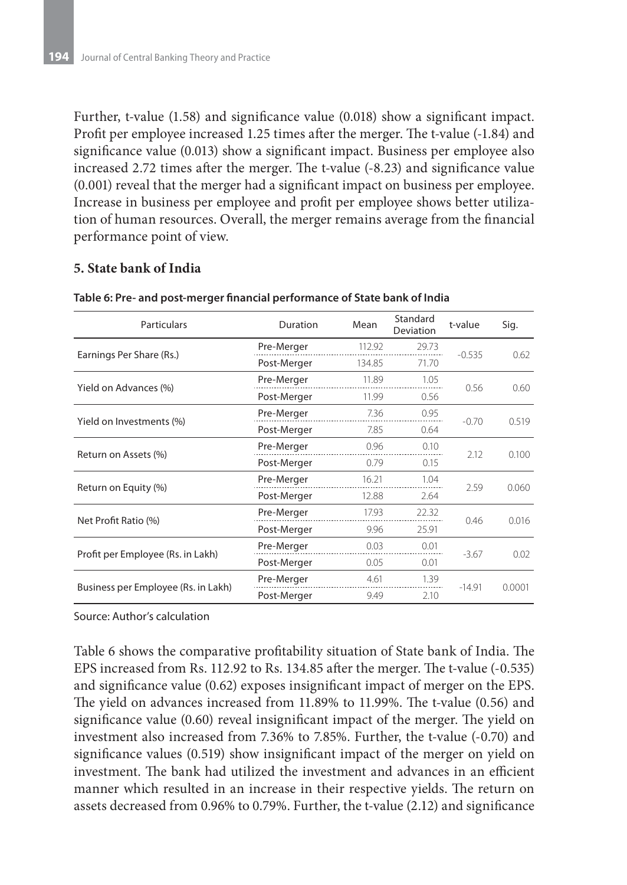Further, t-value (1.58) and significance value (0.018) show a significant impact. Profit per employee increased 1.25 times after the merger. The t-value (-1.84) and significance value (0.013) show a significant impact. Business per employee also increased 2.72 times after the merger. The t-value (-8.23) and significance value (0.001) reveal that the merger had a significant impact on business per employee. Increase in business per employee and profit per employee shows better utilization of human resources. Overall, the merger remains average from the financial performance point of view.

### 5. State bank of India

**Table 6: Pre- and post-merger financial performance of State bank of India**

| Particulars | Duration | Mean | Standard Deviation | t-value | Sig. |
|---|---|---|---|---|---|
| Earnings Per Share (Rs.) | Pre-Merger | 112.92 | 29.73 | -0.535 | 0.62 |
| | Post-Merger | 134.85 | 71.70 | | |
| Yield on Advances (%) | Pre-Merger | 11.89 | 1.05 | 0.56 | 0.60 |
| | Post-Merger | 11.99 | 0.56 | | |
| Yield on Investments (%) | Pre-Merger | 7.36 | 0.95 | -0.70 | 0.519 |
| | Post-Merger | 7.85 | 0.64 | | |
| Return on Assets (%) | Pre-Merger | 0.96 | 0.10 | 2.12 | 0.100 |
| | Post-Merger | 0.79 | 0.15 | | |
| Return on Equity (%) | Pre-Merger | 16.21 | 1.04 | 2.59 | 0.060 |
| | Post-Merger | 12.88 | 2.64 | | |
| Net Profit Ratio (%) | Pre-Merger | 17.93 | 22.32 | 0.46 | 0.016 |
| | Post-Merger | 9.96 | 25.91 | | |
| Profit per Employee (Rs. in Lakh) | Pre-Merger | 0.03 | 0.01 | -3.67 | 0.02 |
| | Post-Merger | 0.05 | 0.01 | | |
| Business per Employee (Rs. in Lakh) | Pre-Merger | 4.61 | 1.39 | -14.91 | 0.0001 |
| | Post-Merger | 9.49 | 2.10 | | |

Source: Author's calculation

Table 6 shows the comparative profitability situation of State bank of India. The EPS increased from Rs. 112.92 to Rs. 134.85 after the merger. The t-value (-0.535) and significance value (0.62) exposes insignificant impact of merger on the EPS. The yield on advances increased from 11.89% to 11.99%. The t-value (0.56) and significance value (0.60) reveal insignificant impact of the merger. The yield on investment also increased from 7.36% to 7.85%. Further, the t-value (-0.70) and significance values (0.519) show insignificant impact of the merger on yield on investment. The bank had utilized the investment and advances in an efficient manner which resulted in an increase in their respective yields. The return on assets decreased from 0.96% to 0.79%. Further, the t-value (2.12) and significance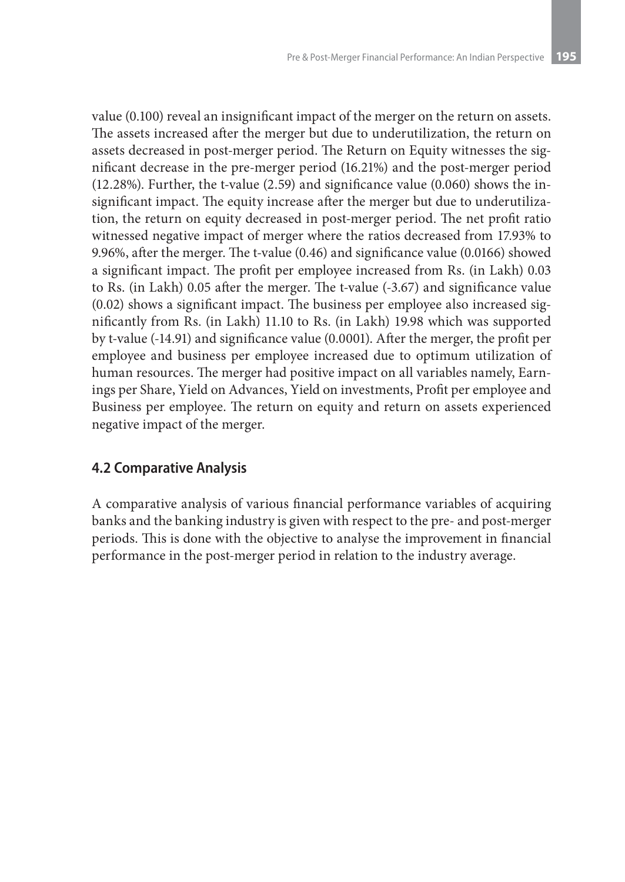value (0.100) reveal an insignificant impact of the merger on the return on assets. The assets increased after the merger but due to underutilization, the return on assets decreased in post-merger period. The Return on Equity witnesses the significant decrease in the pre-merger period (16.21%) and the post-merger period (12.28%). Further, the t-value (2.59) and significance value (0.060) shows the insignificant impact. The equity increase after the merger but due to underutilization, the return on equity decreased in post-merger period. The net profit ratio witnessed negative impact of merger where the ratios decreased from 17.93% to 9.96%, after the merger. The t-value (0.46) and significance value (0.0166) showed a significant impact. The profit per employee increased from Rs. (in Lakh) 0.03 to Rs. (in Lakh) 0.05 after the merger. The t-value (-3.67) and significance value (0.02) shows a significant impact. The business per employee also increased significantly from Rs. (in Lakh) 11.10 to Rs. (in Lakh) 19.98 which was supported by t-value (-14.91) and significance value (0.0001). After the merger, the profit per employee and business per employee increased due to optimum utilization of human resources. The merger had positive impact on all variables namely, Earnings per Share, Yield on Advances, Yield on investments, Profit per employee and Business per employee. The return on equity and return on assets experienced negative impact of the merger.

## 4.2 Comparative Analysis

A comparative analysis of various financial performance variables of acquiring banks and the banking industry is given with respect to the pre- and post-merger periods. This is done with the objective to analyse the improvement in financial performance in the post-merger period in relation to the industry average.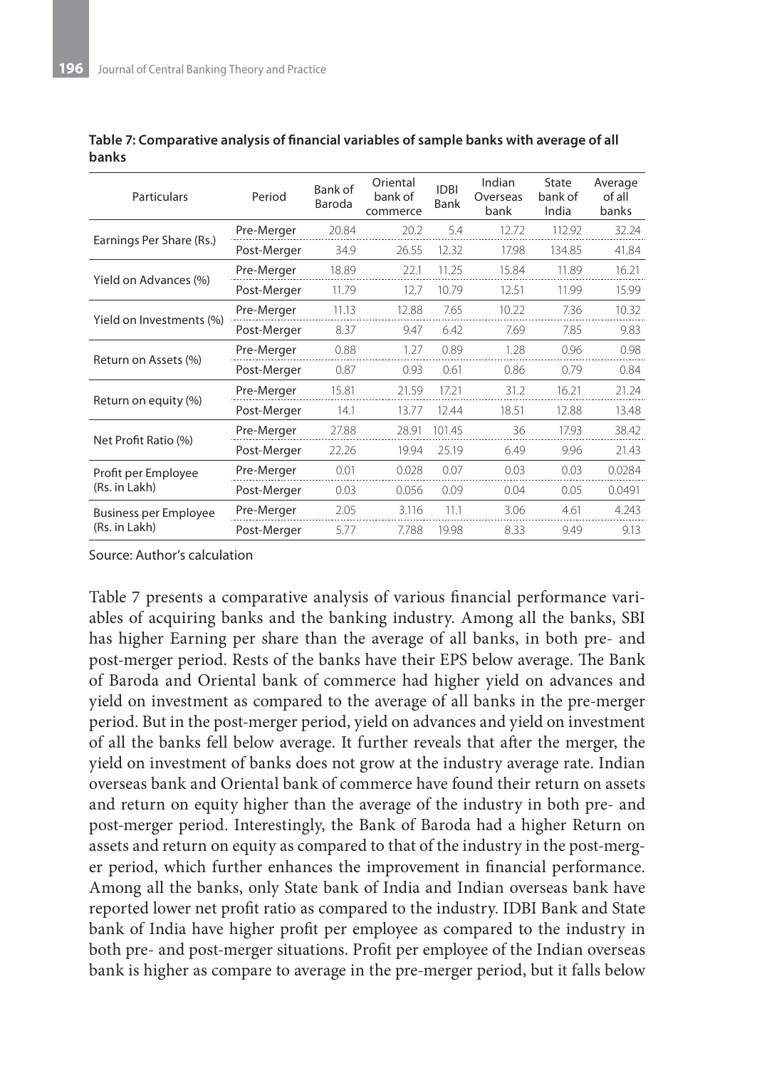**Table 7: Comparative analysis of financial variables of sample banks with average of all banks**

| Particulars | Period | Bank of Baroda | Oriental bank of commerce | IDBI Bank | Indian Overseas bank | State bank of India | Average of all banks |
|---|---|---|---|---|---|---|---|
| Earnings Per Share (Rs.) | Pre-Merger | 20.84 | 20.2 | 5.4 | 12.72 | 112.92 | 32.24 |
| | Post-Merger | 34.9 | 26.55 | 12.32 | 17.98 | 134.85 | 41.84 |
| Yield on Advances (%) | Pre-Merger | 18.89 | 22.1 | 11.25 | 15.84 | 11.89 | 16.21 |
| | Post-Merger | 11.79 | 12.7 | 10.79 | 12.51 | 11.99 | 15.99 |
| Yield on Investments (%) | Pre-Merger | 11.13 | 12.88 | 7.65 | 10.22 | 7.36 | 10.32 |
| | Post-Merger | 8.37 | 9.47 | 6.42 | 7.69 | 7.85 | 9.83 |
| Return on Assets (%) | Pre-Merger | 0.88 | 1.27 | 0.89 | 1.28 | 0.96 | 0.98 |
| | Post-Merger | 0.87 | 0.93 | 0.61 | 0.86 | 0.79 | 0.84 |
| Return on equity (%) | Pre-Merger | 15.81 | 21.59 | 17.21 | 31.2 | 16.21 | 21.24 |
| | Post-Merger | 14.1 | 13.77 | 12.44 | 18.51 | 12.88 | 13.48 |
| Net Profit Ratio (%) | Pre-Merger | 27.88 | 28.91 | 101.45 | 36 | 17.93 | 38.42 |
| | Post-Merger | 22.26 | 19.94 | 25.19 | 6.49 | 9.96 | 21.43 |
| Profit per Employee (Rs. in Lakh) | Pre-Merger | 0.01 | 0.028 | 0.07 | 0.03 | 0.03 | 0.0284 |
| | Post-Merger | 0.03 | 0.056 | 0.09 | 0.04 | 0.05 | 0.0491 |
| Business per Employee (Rs. in Lakh) | Pre-Merger | 2.05 | 3.116 | 11.1 | 3.06 | 4.61 | 4.243 |
| | Post-Merger | 5.77 | 7.788 | 19.98 | 8.33 | 9.49 | 9.13 |

Source: Author's calculation

Table 7 presents a comparative analysis of various financial performance variables of acquiring banks and the banking industry. Among all the banks, SBI has higher Earning per share than the average of all banks, in both pre- and post-merger period. Rests of the banks have their EPS below average. The Bank of Baroda and Oriental bank of commerce had higher yield on advances and yield on investment as compared to the average of all banks in the pre-merger period. But in the post-merger period, yield on advances and yield on investment of all the banks fell below average. It further reveals that after the merger, the yield on investment of banks does not grow at the industry average rate. Indian overseas bank and Oriental bank of commerce have found their return on assets and return on equity higher than the average of the industry in both pre- and post-merger period. Interestingly, the Bank of Baroda had a higher Return on assets and return on equity as compared to that of the industry in the post-merger period, which further enhances the improvement in financial performance. Among all the banks, only State bank of India and Indian overseas bank have reported lower net profit ratio as compared to the industry. IDBI Bank and State bank of India have higher profit per employee as compared to the industry in both pre- and post-merger situations. Profit per employee of the Indian overseas bank is higher as compare to average in the pre-merger period, but it falls below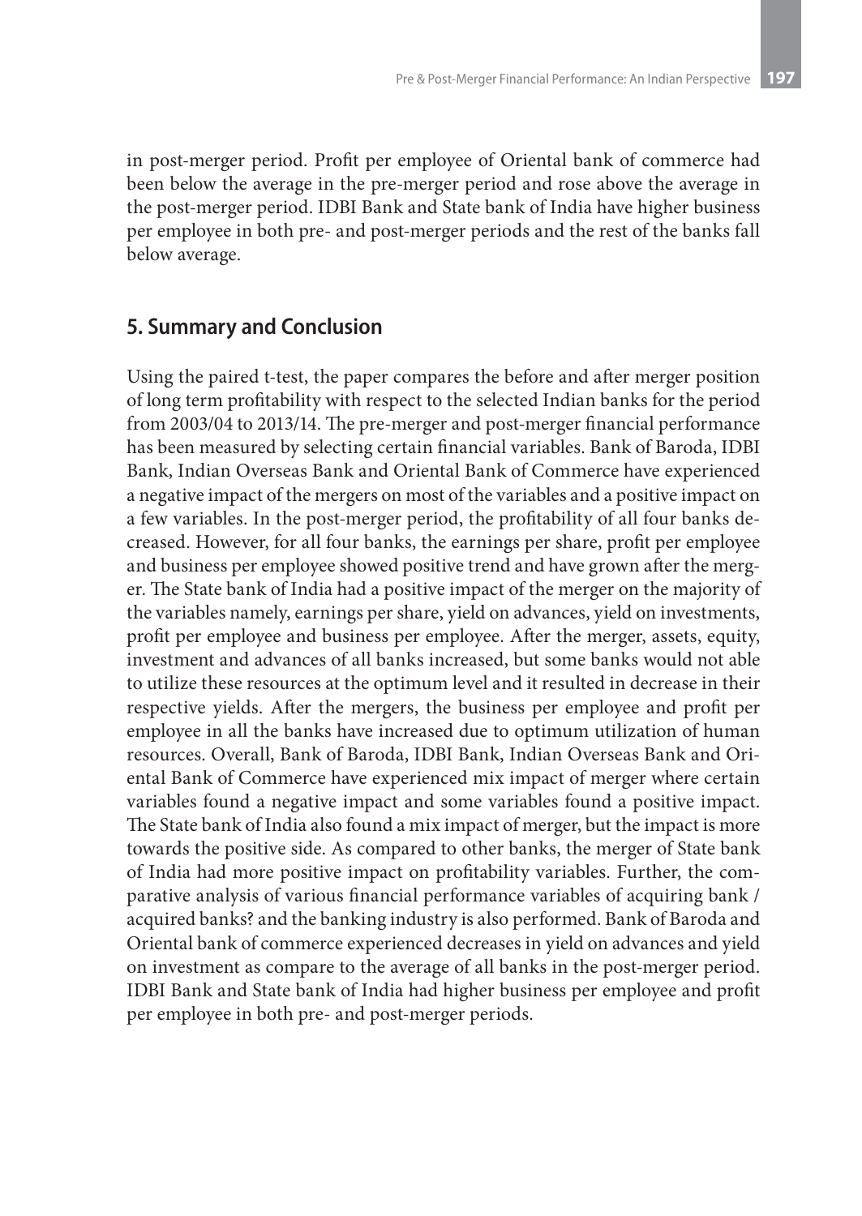in post-merger period. Profit per employee of Oriental bank of commerce had been below the average in the pre-merger period and rose above the average in the post-merger period. IDBI Bank and State bank of India have higher business per employee in both pre- and post-merger periods and the rest of the banks fall below average.

## 5. Summary and Conclusion

Using the paired t-test, the paper compares the before and after merger position of long term profitability with respect to the selected Indian banks for the period from 2003/04 to 2013/14. The pre-merger and post-merger financial performance has been measured by selecting certain financial variables. Bank of Baroda, IDBI Bank, Indian Overseas Bank and Oriental Bank of Commerce have experienced a negative impact of the mergers on most of the variables and a positive impact on a few variables. In the post-merger period, the profitability of all four banks decreased. However, for all four banks, the earnings per share, profit per employee and business per employee showed positive trend and have grown after the merger. The State bank of India had a positive impact of the merger on the majority of the variables namely, earnings per share, yield on advances, yield on investments, profit per employee and business per employee. After the merger, assets, equity, investment and advances of all banks increased, but some banks would not able to utilize these resources at the optimum level and it resulted in decrease in their respective yields. After the mergers, the business per employee and profit per employee in all the banks have increased due to optimum utilization of human resources. Overall, Bank of Baroda, IDBI Bank, Indian Overseas Bank and Oriental Bank of Commerce have experienced mix impact of merger where certain variables found a negative impact and some variables found a positive impact. The State bank of India also found a mix impact of merger, but the impact is more towards the positive side. As compared to other banks, the merger of State bank of India had more positive impact on profitability variables. Further, the comparative analysis of various financial performance variables of acquiring bank / acquired banks? and the banking industry is also performed. Bank of Baroda and Oriental bank of commerce experienced decreases in yield on advances and yield on investment as compare to the average of all banks in the post-merger period. IDBI Bank and State bank of India had higher business per employee and profit per employee in both pre- and post-merger periods.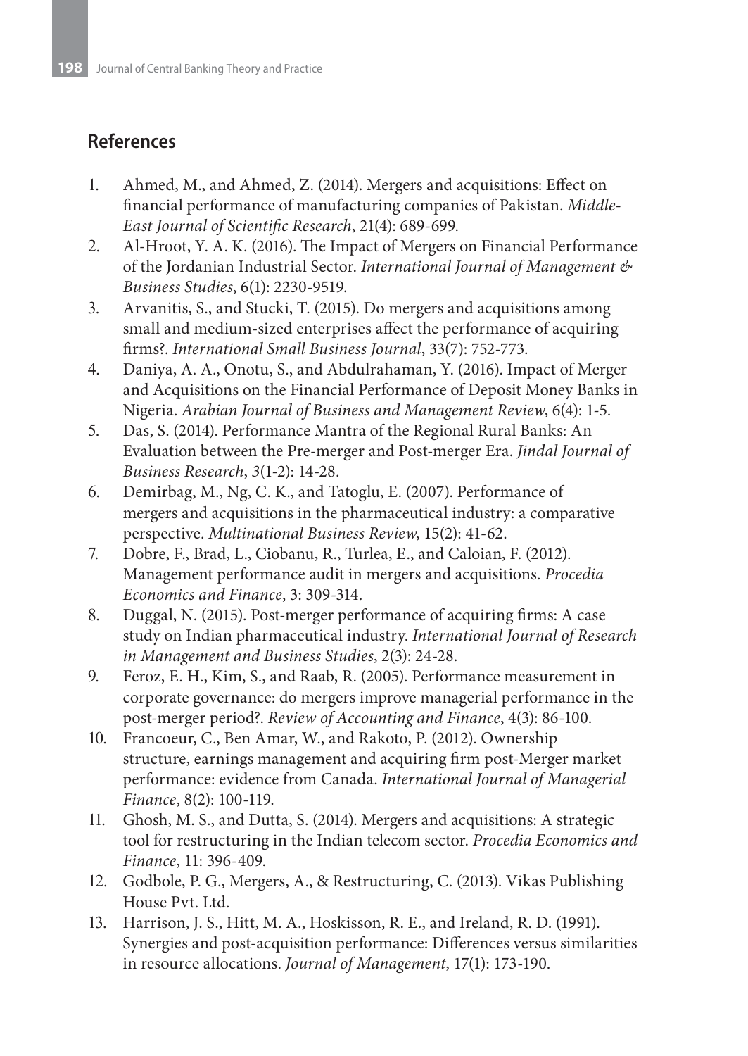## References

1. Ahmed, M., and Ahmed, Z. (2014). Mergers and acquisitions: Effect on financial performance of manufacturing companies of Pakistan. *Middle-East Journal of Scientific Research*, 21(4): 689-699.
2. Al-Hroot, Y. A. K. (2016). The Impact of Mergers on Financial Performance of the Jordanian Industrial Sector. *International Journal of Management & Business Studies*, 6(1): 2230-9519.
3. Arvanitis, S., and Stucki, T. (2015). Do mergers and acquisitions among small and medium-sized enterprises affect the performance of acquiring firms?. *International Small Business Journal*, 33(7): 752-773.
4. Daniya, A. A., Onotu, S., and Abdulrahaman, Y. (2016). Impact of Merger and Acquisitions on the Financial Performance of Deposit Money Banks in Nigeria. *Arabian Journal of Business and Management Review*, 6(4): 1-5.
5. Das, S. (2014). Performance Mantra of the Regional Rural Banks: An Evaluation between the Pre-merger and Post-merger Era. *Jindal Journal of Business Research*, *3*(1-2): 14-28.
6. Demirbag, M., Ng, C. K., and Tatoglu, E. (2007). Performance of mergers and acquisitions in the pharmaceutical industry: a comparative perspective. *Multinational Business Review*, 15(2): 41-62.
7. Dobre, F., Brad, L., Ciobanu, R., Turlea, E., and Caloian, F. (2012). Management performance audit in mergers and acquisitions. *Procedia Economics and Finance*, 3: 309-314.
8. Duggal, N. (2015). Post-merger performance of acquiring firms: A case study on Indian pharmaceutical industry. *International Journal of Research in Management and Business Studies*, 2(3): 24-28.
9. Feroz, E. H., Kim, S., and Raab, R. (2005). Performance measurement in corporate governance: do mergers improve managerial performance in the post-merger period?. *Review of Accounting and Finance*, 4(3): 86-100.
10. Francoeur, C., Ben Amar, W., and Rakoto, P. (2012). Ownership structure, earnings management and acquiring firm post-Merger market performance: evidence from Canada. *International Journal of Managerial Finance*, 8(2): 100-119.
11. Ghosh, M. S., and Dutta, S. (2014). Mergers and acquisitions: A strategic tool for restructuring in the Indian telecom sector. *Procedia Economics and Finance*, 11: 396-409.
12. Godbole, P. G., Mergers, A., & Restructuring, C. (2013). Vikas Publishing House Pvt. Ltd.
13. Harrison, J. S., Hitt, M. A., Hoskisson, R. E., and Ireland, R. D. (1991). Synergies and post-acquisition performance: Differences versus similarities in resource allocations. *Journal of Management*, 17(1): 173-190.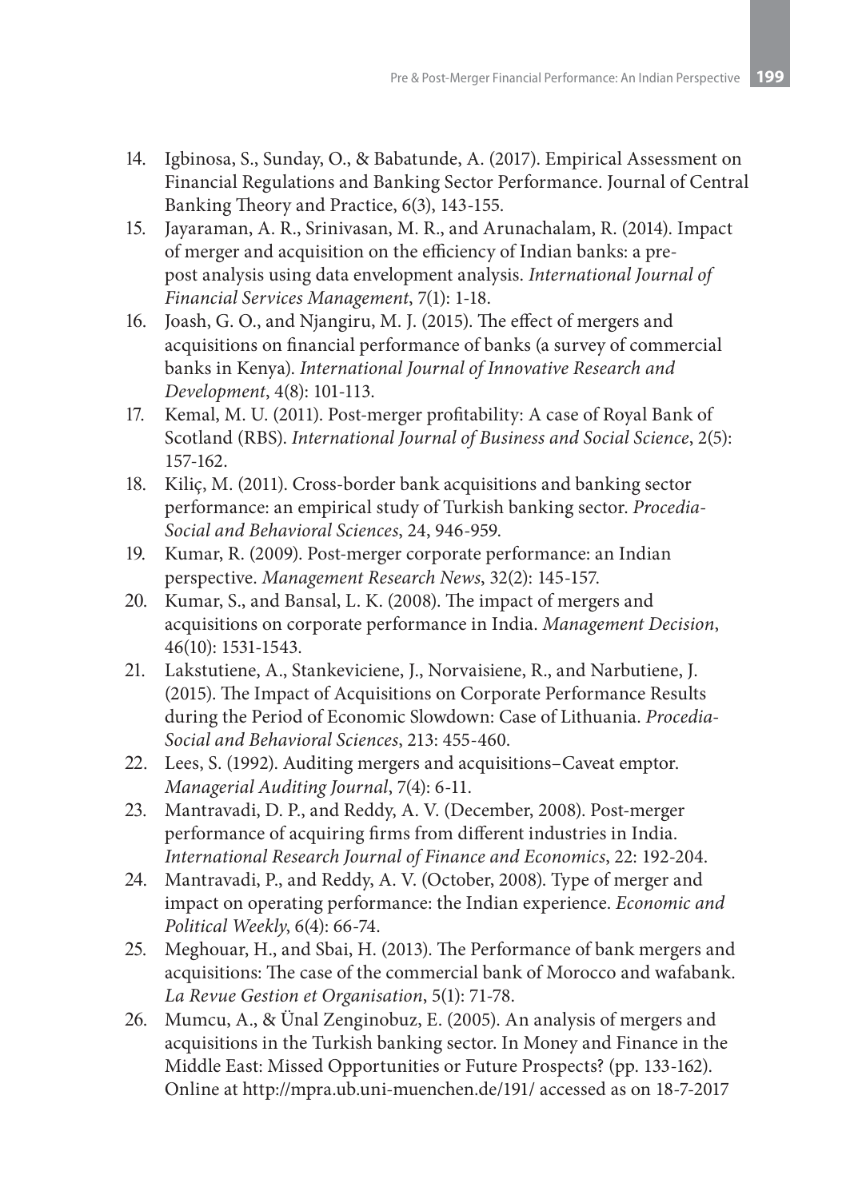14. Igbinosa, S., Sunday, O., & Babatunde, A. (2017). Empirical Assessment on Financial Regulations and Banking Sector Performance. Journal of Central Banking Theory and Practice, 6(3), 143-155.
15. Jayaraman, A. R., Srinivasan, M. R., and Arunachalam, R. (2014). Impact of merger and acquisition on the efficiency of Indian banks: a pre-post analysis using data envelopment analysis. *International Journal of Financial Services Management*, 7(1): 1-18.
16. Joash, G. O., and Njangiru, M. J. (2015). The effect of mergers and acquisitions on financial performance of banks (a survey of commercial banks in Kenya). *International Journal of Innovative Research and Development*, 4(8): 101-113.
17. Kemal, M. U. (2011). Post-merger profitability: A case of Royal Bank of Scotland (RBS). *International Journal of Business and Social Science*, 2(5): 157-162.
18. Kiliç, M. (2011). Cross-border bank acquisitions and banking sector performance: an empirical study of Turkish banking sector. *Procedia-Social and Behavioral Sciences*, 24, 946-959.
19. Kumar, R. (2009). Post-merger corporate performance: an Indian perspective. *Management Research News*, 32(2): 145-157.
20. Kumar, S., and Bansal, L. K. (2008). The impact of mergers and acquisitions on corporate performance in India. *Management Decision*, 46(10): 1531-1543.
21. Lakstutiene, A., Stankeviciene, J., Norvaisiene, R., and Narbutiene, J. (2015). The Impact of Acquisitions on Corporate Performance Results during the Period of Economic Slowdown: Case of Lithuania. *Procedia-Social and Behavioral Sciences*, 213: 455-460.
22. Lees, S. (1992). Auditing mergers and acquisitions–Caveat emptor. *Managerial Auditing Journal*, 7(4): 6-11.
23. Mantravadi, D. P., and Reddy, A. V. (December, 2008). Post-merger performance of acquiring firms from different industries in India. *International Research Journal of Finance and Economics*, 22: 192-204.
24. Mantravadi, P., and Reddy, A. V. (October, 2008). Type of merger and impact on operating performance: the Indian experience. *Economic and Political Weekly*, 6(4): 66-74.
25. Meghouar, H., and Sbai, H. (2013). The Performance of bank mergers and acquisitions: The case of the commercial bank of Morocco and wafabank. *La Revue Gestion et Organisation*, 5(1): 71-78.
26. Mumcu, A., & Ünal Zenginobuz, E. (2005). An analysis of mergers and acquisitions in the Turkish banking sector. In Money and Finance in the Middle East: Missed Opportunities or Future Prospects? (pp. 133-162). Online at http://mpra.ub.uni-muenchen.de/191/ accessed as on 18-7-2017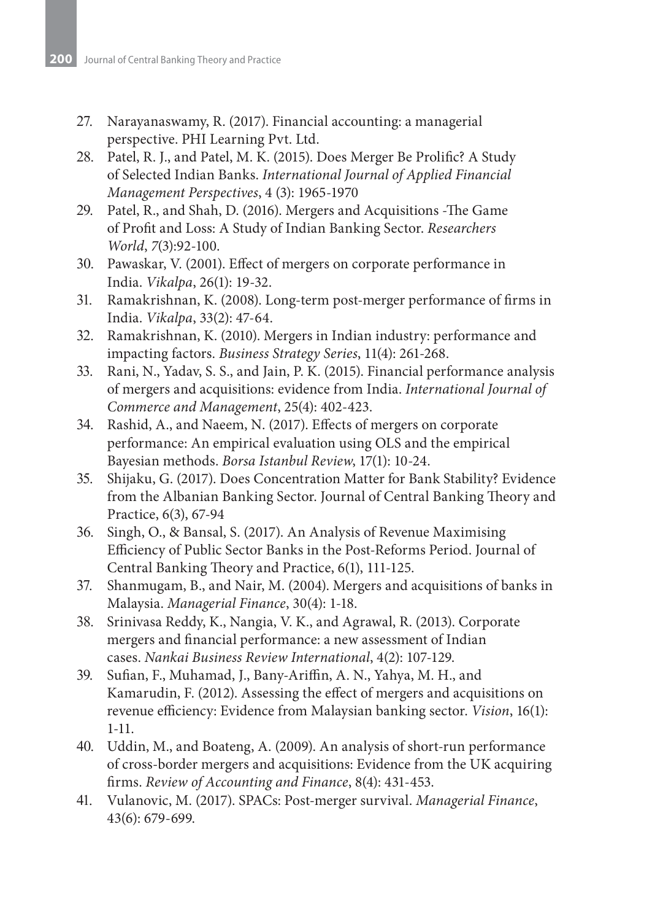27. Narayanaswamy, R. (2017). Financial accounting: a managerial perspective. PHI Learning Pvt. Ltd.
28. Patel, R. J., and Patel, M. K. (2015). Does Merger Be Prolific? A Study of Selected Indian Banks. *International Journal of Applied Financial Management Perspectives*, 4 (3): 1965-1970
29. Patel, R., and Shah, D. (2016). Mergers and Acquisitions -The Game of Profit and Loss: A Study of Indian Banking Sector. *Researchers World*, *7*(3):92-100.
30. Pawaskar, V. (2001). Effect of mergers on corporate performance in India. *Vikalpa*, 26(1): 19-32.
31. Ramakrishnan, K. (2008). Long-term post-merger performance of firms in India. *Vikalpa*, 33(2): 47-64.
32. Ramakrishnan, K. (2010). Mergers in Indian industry: performance and impacting factors. *Business Strategy Series*, 11(4): 261-268.
33. Rani, N., Yadav, S. S., and Jain, P. K. (2015). Financial performance analysis of mergers and acquisitions: evidence from India. *International Journal of Commerce and Management*, 25(4): 402-423.
34. Rashid, A., and Naeem, N. (2017). Effects of mergers on corporate performance: An empirical evaluation using OLS and the empirical Bayesian methods. *Borsa Istanbul Review,* 17(1): 10-24.
35. Shijaku, G. (2017). Does Concentration Matter for Bank Stability? Evidence from the Albanian Banking Sector. Journal of Central Banking Theory and Practice, 6(3), 67-94
36. Singh, O., & Bansal, S. (2017). An Analysis of Revenue Maximising Efficiency of Public Sector Banks in the Post-Reforms Period. Journal of Central Banking Theory and Practice, 6(1), 111-125.
37. Shanmugam, B., and Nair, M. (2004). Mergers and acquisitions of banks in Malaysia. *Managerial Finance*, 30(4): 1-18.
38. Srinivasa Reddy, K., Nangia, V. K., and Agrawal, R. (2013). Corporate mergers and financial performance: a new assessment of Indian cases. *Nankai Business Review International*, 4(2): 107-129.
39. Sufian, F., Muhamad, J., Bany-Ariffin, A. N., Yahya, M. H., and Kamarudin, F. (2012). Assessing the effect of mergers and acquisitions on revenue efficiency: Evidence from Malaysian banking sector. *Vision*, 16(1): 1-11.
40. Uddin, M., and Boateng, A. (2009). An analysis of short-run performance of cross-border mergers and acquisitions: Evidence from the UK acquiring firms. *Review of Accounting and Finance*, 8(4): 431-453.
41. Vulanovic, M. (2017). SPACs: Post-merger survival. *Managerial Finance*, 43(6): 679-699.